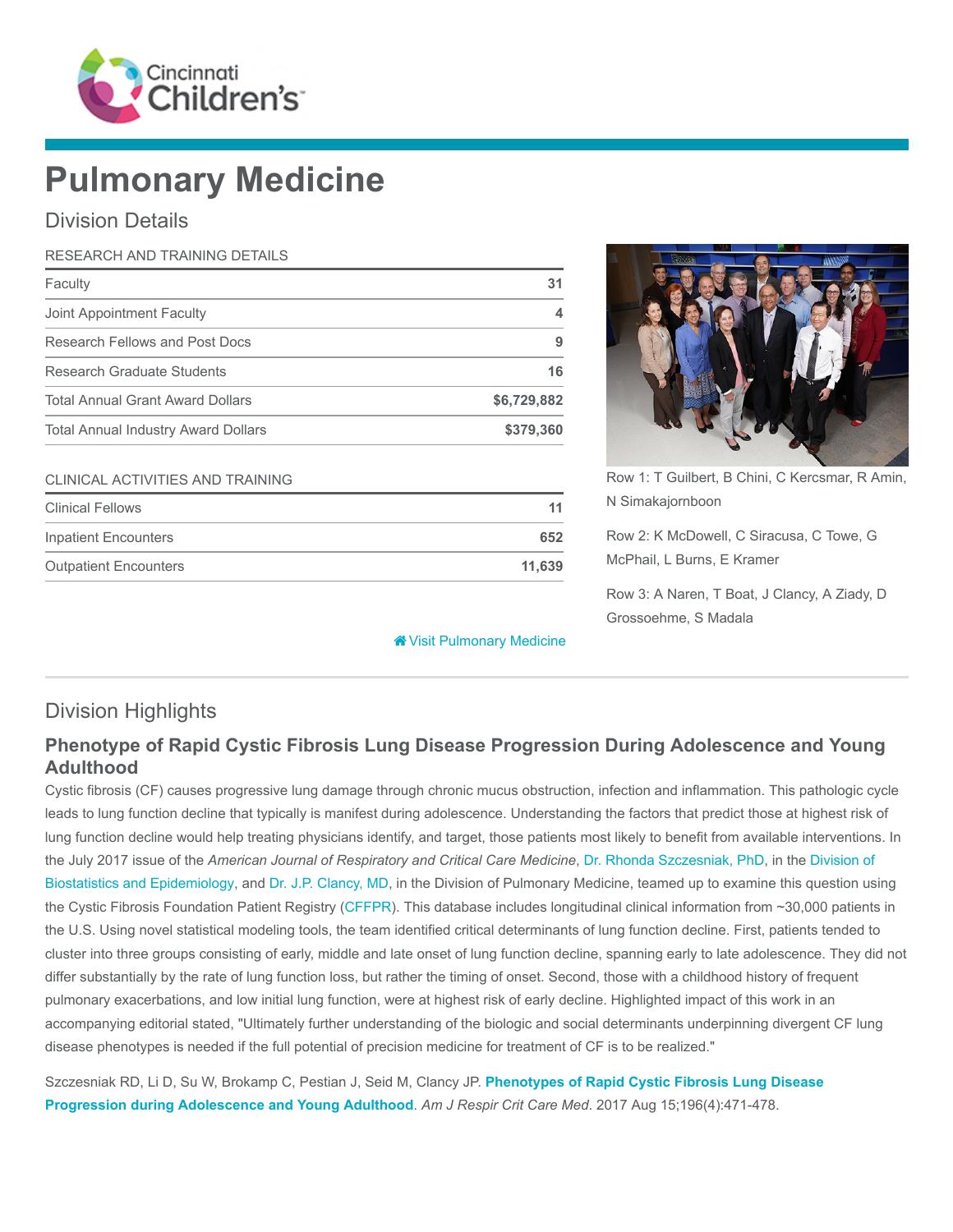# Pulmonary Medicine

## Division Details

| RESEARCH AND TRAINING DETAILS | |
|---|---|
| Faculty | 31 |
| Joint Appointment Faculty | 4 |
| Research Fellows and Post Docs | 9 |
| Research Graduate Students | 16 |
| Total Annual Grant Award Dollars | $6,729,882 |
| Total Annual Industry Award Dollars | $379,360 |

| CLINICAL ACTIVITIES AND TRAINING | |
|---|---|
| Clinical Fellows | 11 |
| Inpatient Encounters | 652 |
| Outpatient Encounters | 11,639 |

Row 1: T Guilbert, B Chini, C Kercsmar, R Amin, N Simakajornboon

Row 2: K McDowell, C Siracusa, C Towe, G McPhail, L Burns, E Kramer

Row 3: A Naren, T Boat, J Clancy, A Ziady, D Grossoehme, S Madala

Visit Pulmonary Medicine

## Division Highlights

### Phenotype of Rapid Cystic Fibrosis Lung Disease Progression During Adolescence and Young Adulthood

Cystic fibrosis (CF) causes progressive lung damage through chronic mucus obstruction, infection and inflammation. This pathologic cycle leads to lung function decline that typically is manifest during adolescence. Understanding the factors that predict those at highest risk of lung function decline would help treating physicians identify, and target, those patients most likely to benefit from available interventions. In the July 2017 issue of the *American Journal of Respiratory and Critical Care Medicine*, Dr. Rhonda Szczesniak, PhD, in the Division of Biostatistics and Epidemiology, and Dr. J.P. Clancy, MD, in the Division of Pulmonary Medicine, teamed up to examine this question using the Cystic Fibrosis Foundation Patient Registry (CFFPR). This database includes longitudinal clinical information from ~30,000 patients in the U.S. Using novel statistical modeling tools, the team identified critical determinants of lung function decline. First, patients tended to cluster into three groups consisting of early, middle and late onset of lung function decline, spanning early to late adolescence. They did not differ substantially by the rate of lung function loss, but rather the timing of onset. Second, those with a childhood history of frequent pulmonary exacerbations, and low initial lung function, were at highest risk of early decline. Highlighted impact of this work in an accompanying editorial stated, "Ultimately further understanding of the biologic and social determinants underpinning divergent CF lung disease phenotypes is needed if the full potential of precision medicine for treatment of CF is to be realized."

Szczesniak RD, Li D, Su W, Brokamp C, Pestian J, Seid M, Clancy JP. **Phenotypes of Rapid Cystic Fibrosis Lung Disease Progression during Adolescence and Young Adulthood**. *Am J Respir Crit Care Med*. 2017 Aug 15;196(4):471-478.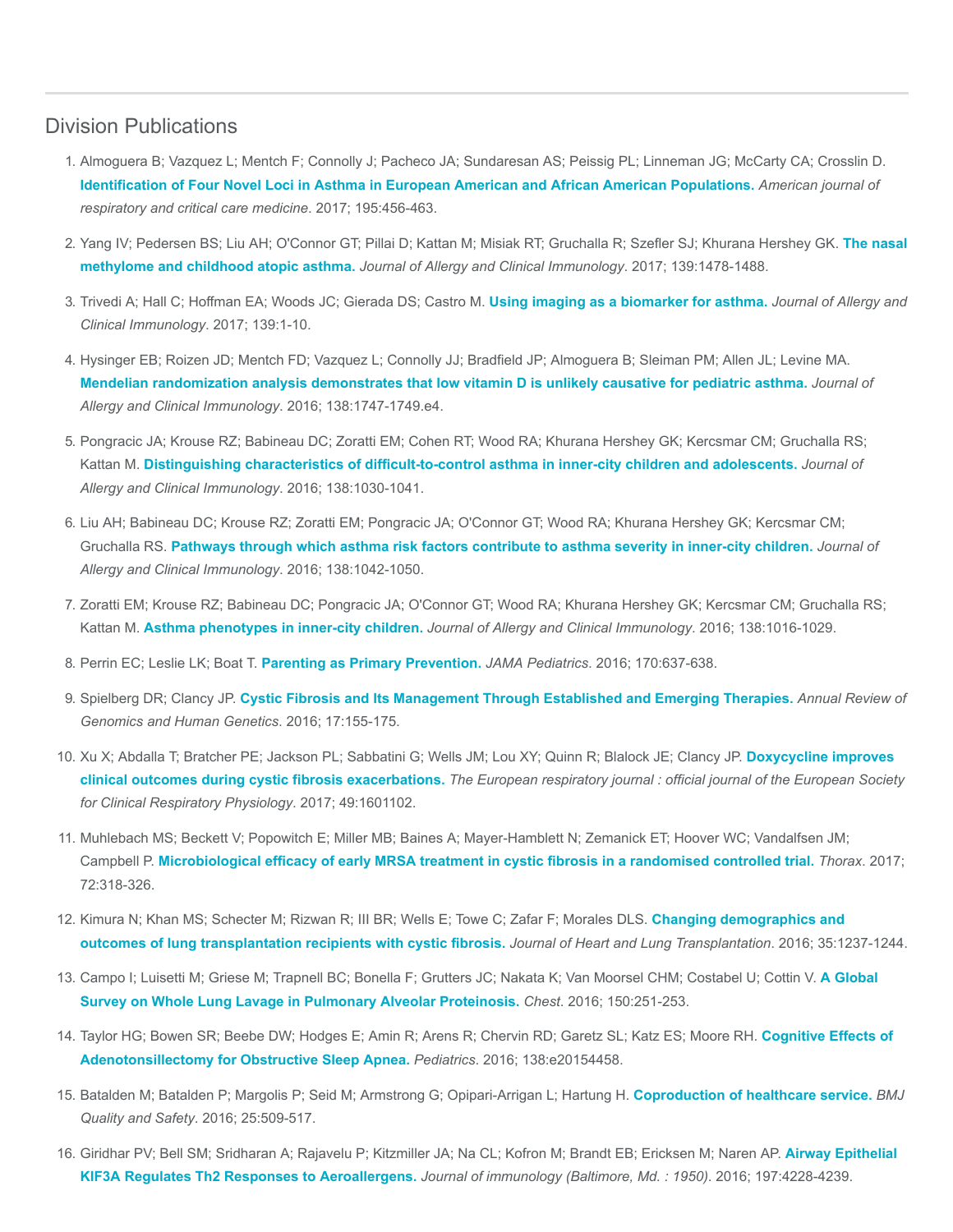## Division Publications

1. Almoguera B; Vazquez L; Mentch F; Connolly J; Pacheco JA; Sundaresan AS; Peissig PL; Linneman JG; McCarty CA; Crosslin D. **Identification of Four Novel Loci in Asthma in European American and African American Populations.** *American journal of respiratory and critical care medicine*. 2017; 195:456-463.

2. Yang IV; Pedersen BS; Liu AH; O'Connor GT; Pillai D; Kattan M; Misiak RT; Gruchalla R; Szefler SJ; Khurana Hershey GK. **The nasal methylome and childhood atopic asthma.** *Journal of Allergy and Clinical Immunology*. 2017; 139:1478-1488.

3. Trivedi A; Hall C; Hoffman EA; Woods JC; Gierada DS; Castro M. **Using imaging as a biomarker for asthma.** *Journal of Allergy and Clinical Immunology*. 2017; 139:1-10.

4. Hysinger EB; Roizen JD; Mentch FD; Vazquez L; Connolly JJ; Bradfield JP; Almoguera B; Sleiman PM; Allen JL; Levine MA. **Mendelian randomization analysis demonstrates that low vitamin D is unlikely causative for pediatric asthma.** *Journal of Allergy and Clinical Immunology*. 2016; 138:1747-1749.e4.

5. Pongracic JA; Krouse RZ; Babineau DC; Zoratti EM; Cohen RT; Wood RA; Khurana Hershey GK; Kercsmar CM; Gruchalla RS; Kattan M. **Distinguishing characteristics of difficult-to-control asthma in inner-city children and adolescents.** *Journal of Allergy and Clinical Immunology*. 2016; 138:1030-1041.

6. Liu AH; Babineau DC; Krouse RZ; Zoratti EM; Pongracic JA; O'Connor GT; Wood RA; Khurana Hershey GK; Kercsmar CM; Gruchalla RS. **Pathways through which asthma risk factors contribute to asthma severity in inner-city children.** *Journal of Allergy and Clinical Immunology*. 2016; 138:1042-1050.

7. Zoratti EM; Krouse RZ; Babineau DC; Pongracic JA; O'Connor GT; Wood RA; Khurana Hershey GK; Kercsmar CM; Gruchalla RS; Kattan M. **Asthma phenotypes in inner-city children.** *Journal of Allergy and Clinical Immunology*. 2016; 138:1016-1029.

8. Perrin EC; Leslie LK; Boat T. **Parenting as Primary Prevention.** *JAMA Pediatrics*. 2016; 170:637-638.

9. Spielberg DR; Clancy JP. **Cystic Fibrosis and Its Management Through Established and Emerging Therapies.** *Annual Review of Genomics and Human Genetics*. 2016; 17:155-175.

10. Xu X; Abdalla T; Bratcher PE; Jackson PL; Sabbatini G; Wells JM; Lou XY; Quinn R; Blalock JE; Clancy JP. **Doxycycline improves clinical outcomes during cystic fibrosis exacerbations.** *The European respiratory journal : official journal of the European Society for Clinical Respiratory Physiology*. 2017; 49:1601102.

11. Muhlebach MS; Beckett V; Popowitch E; Miller MB; Baines A; Mayer-Hamblett N; Zemanick ET; Hoover WC; Vandalfsen JM; Campbell P. **Microbiological efficacy of early MRSA treatment in cystic fibrosis in a randomised controlled trial.** *Thorax*. 2017; 72:318-326.

12. Kimura N; Khan MS; Schecter M; Rizwan R; III BR; Wells E; Towe C; Zafar F; Morales DLS. **Changing demographics and outcomes of lung transplantation recipients with cystic fibrosis.** *Journal of Heart and Lung Transplantation*. 2016; 35:1237-1244.

13. Campo I; Luisetti M; Griese M; Trapnell BC; Bonella F; Grutters JC; Nakata K; Van Moorsel CHM; Costabel U; Cottin V. **A Global Survey on Whole Lung Lavage in Pulmonary Alveolar Proteinosis.** *Chest*. 2016; 150:251-253.

14. Taylor HG; Bowen SR; Beebe DW; Hodges E; Amin R; Arens R; Chervin RD; Garetz SL; Katz ES; Moore RH. **Cognitive Effects of Adenotonsillectomy for Obstructive Sleep Apnea.** *Pediatrics*. 2016; 138:e20154458.

15. Batalden M; Batalden P; Margolis P; Seid M; Armstrong G; Opipari-Arrigan L; Hartung H. **Coproduction of healthcare service.** *BMJ Quality and Safety*. 2016; 25:509-517.

16. Giridhar PV; Bell SM; Sridharan A; Rajavelu P; Kitzmiller JA; Na CL; Kofron M; Brandt EB; Ericksen M; Naren AP. **Airway Epithelial KIF3A Regulates Th2 Responses to Aeroallergens.** *Journal of immunology (Baltimore, Md. : 1950)*. 2016; 197:4228-4239.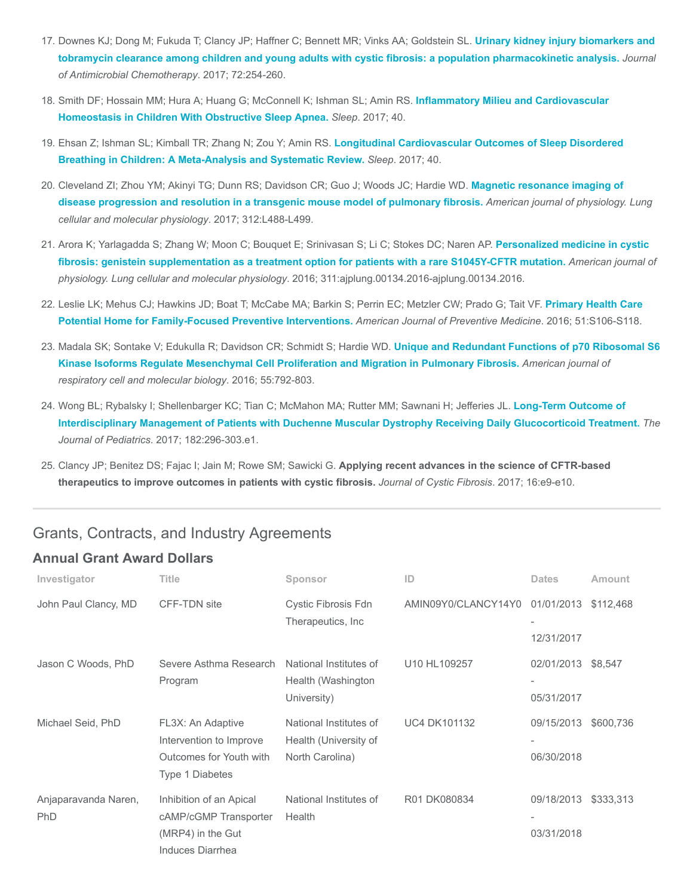17. Downes KJ; Dong M; Fukuda T; Clancy JP; Haffner C; Bennett MR; Vinks AA; Goldstein SL. **Urinary kidney injury biomarkers and tobramycin clearance among children and young adults with cystic fibrosis: a population pharmacokinetic analysis.** *Journal of Antimicrobial Chemotherapy*. 2017; 72:254-260.

18. Smith DF; Hossain MM; Hura A; Huang G; McConnell K; Ishman SL; Amin RS. **Inflammatory Milieu and Cardiovascular Homeostasis in Children With Obstructive Sleep Apnea.** *Sleep*. 2017; 40.

19. Ehsan Z; Ishman SL; Kimball TR; Zhang N; Zou Y; Amin RS. **Longitudinal Cardiovascular Outcomes of Sleep Disordered Breathing in Children: A Meta-Analysis and Systematic Review.** *Sleep*. 2017; 40.

20. Cleveland ZI; Zhou YM; Akinyi TG; Dunn RS; Davidson CR; Guo J; Woods JC; Hardie WD. **Magnetic resonance imaging of disease progression and resolution in a transgenic mouse model of pulmonary fibrosis.** *American journal of physiology. Lung cellular and molecular physiology*. 2017; 312:L488-L499.

21. Arora K; Yarlagadda S; Zhang W; Moon C; Bouquet E; Srinivasan S; Li C; Stokes DC; Naren AP. **Personalized medicine in cystic fibrosis: genistein supplementation as a treatment option for patients with a rare S1045Y-CFTR mutation.** *American journal of physiology. Lung cellular and molecular physiology*. 2016; 311:ajplung.00134.2016-ajplung.00134.2016.

22. Leslie LK; Mehus CJ; Hawkins JD; Boat T; McCabe MA; Barkin S; Perrin EC; Metzler CW; Prado G; Tait VF. **Primary Health Care Potential Home for Family-Focused Preventive Interventions.** *American Journal of Preventive Medicine*. 2016; 51:S106-S118.

23. Madala SK; Sontake V; Edukulla R; Davidson CR; Schmidt S; Hardie WD. **Unique and Redundant Functions of p70 Ribosomal S6 Kinase Isoforms Regulate Mesenchymal Cell Proliferation and Migration in Pulmonary Fibrosis.** *American journal of respiratory cell and molecular biology*. 2016; 55:792-803.

24. Wong BL; Rybalsky I; Shellenbarger KC; Tian C; McMahon MA; Rutter MM; Sawnani H; Jefferies JL. **Long-Term Outcome of Interdisciplinary Management of Patients with Duchenne Muscular Dystrophy Receiving Daily Glucocorticoid Treatment.** *The Journal of Pediatrics*. 2017; 182:296-303.e1.

25. Clancy JP; Benitez DS; Fajac I; Jain M; Rowe SM; Sawicki G. **Applying recent advances in the science of CFTR-based therapeutics to improve outcomes in patients with cystic fibrosis.** *Journal of Cystic Fibrosis*. 2017; 16:e9-e10.

## Grants, Contracts, and Industry Agreements

### Annual Grant Award Dollars

| Investigator | Title | Sponsor | ID | Dates | Amount |
|---|---|---|---|---|---|
| John Paul Clancy, MD | CFF-TDN site | Cystic Fibrosis Fdn Therapeutics, Inc | AMIN09Y0/CLANCY14Y0 | 01/01/2013 - 12/31/2017 | $112,468 |
| Jason C Woods, PhD | Severe Asthma Research Program | National Institutes of Health (Washington University) | U10 HL109257 | 02/01/2013 - 05/31/2017 | $8,547 |
| Michael Seid, PhD | FL3X: An Adaptive Intervention to Improve Outcomes for Youth with Type 1 Diabetes | National Institutes of Health (University of North Carolina) | UC4 DK101132 | 09/15/2013 - 06/30/2018 | $600,736 |
| Anjaparavanda Naren, PhD | Inhibition of an Apical cAMP/cGMP Transporter (MRP4) in the Gut Induces Diarrhea | National Institutes of Health | R01 DK080834 | 09/18/2013 - 03/31/2018 | $333,313 |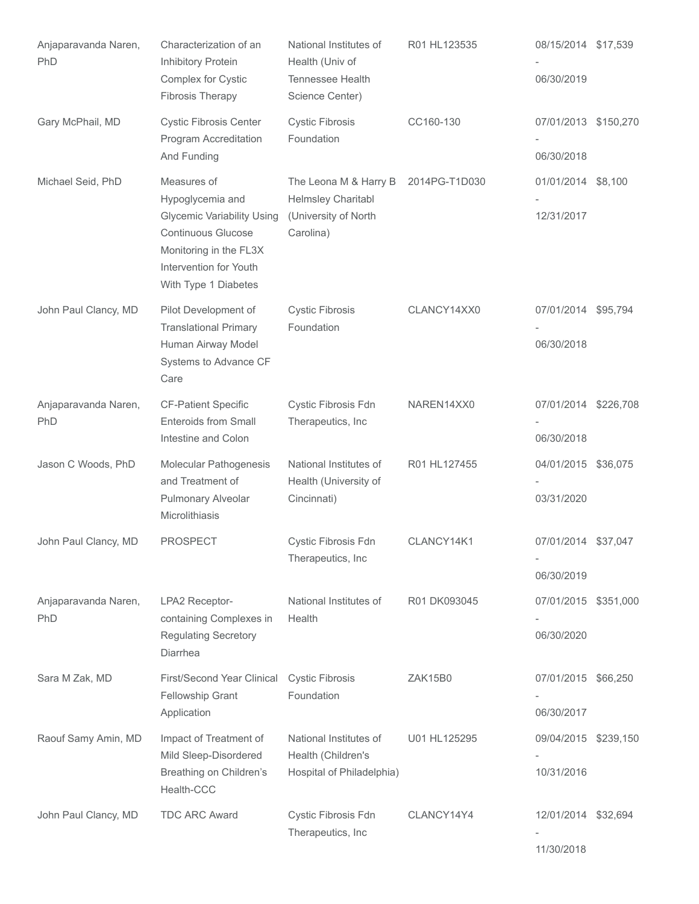| | | | | | |
|---|---|---|---|---|---|
| Anjaparavanda Naren, PhD | Characterization of an Inhibitory Protein Complex for Cystic Fibrosis Therapy | National Institutes of Health (Univ of Tennessee Health Science Center) | R01 HL123535 | 08/15/2014 - 06/30/2019 | $17,539 |
| Gary McPhail, MD | Cystic Fibrosis Center Program Accreditation And Funding | Cystic Fibrosis Foundation | CC160-130 | 07/01/2013 - 06/30/2018 | $150,270 |
| Michael Seid, PhD | Measures of Hypoglycemia and Glycemic Variability Using Continuous Glucose Monitoring in the FL3X Intervention for Youth With Type 1 Diabetes | The Leona M & Harry B Helmsley Charitabl (University of North Carolina) | 2014PG-T1D030 | 01/01/2014 - 12/31/2017 | $8,100 |
| John Paul Clancy, MD | Pilot Development of Translational Primary Human Airway Model Systems to Advance CF Care | Cystic Fibrosis Foundation | CLANCY14XX0 | 07/01/2014 - 06/30/2018 | $95,794 |
| Anjaparavanda Naren, PhD | CF-Patient Specific Enteroids from Small Intestine and Colon | Cystic Fibrosis Fdn Therapeutics, Inc | NAREN14XX0 | 07/01/2014 - 06/30/2018 | $226,708 |
| Jason C Woods, PhD | Molecular Pathogenesis and Treatment of Pulmonary Alveolar Microlithiasis | National Institutes of Health (University of Cincinnati) | R01 HL127455 | 04/01/2015 - 03/31/2020 | $36,075 |
| John Paul Clancy, MD | PROSPECT | Cystic Fibrosis Fdn Therapeutics, Inc | CLANCY14K1 | 07/01/2014 - 06/30/2019 | $37,047 |
| Anjaparavanda Naren, PhD | LPA2 Receptor-containing Complexes in Regulating Secretory Diarrhea | National Institutes of Health | R01 DK093045 | 07/01/2015 - 06/30/2020 | $351,000 |
| Sara M Zak, MD | First/Second Year Clinical Fellowship Grant Application | Cystic Fibrosis Foundation | ZAK15B0 | 07/01/2015 - 06/30/2017 | $66,250 |
| Raouf Samy Amin, MD | Impact of Treatment of Mild Sleep-Disordered Breathing on Children's Health-CCC | National Institutes of Health (Children's Hospital of Philadelphia) | U01 HL125295 | 09/04/2015 - 10/31/2016 | $239,150 |
| John Paul Clancy, MD | TDC ARC Award | Cystic Fibrosis Fdn Therapeutics, Inc | CLANCY14Y4 | 12/01/2014 - 11/30/2018 | $32,694 |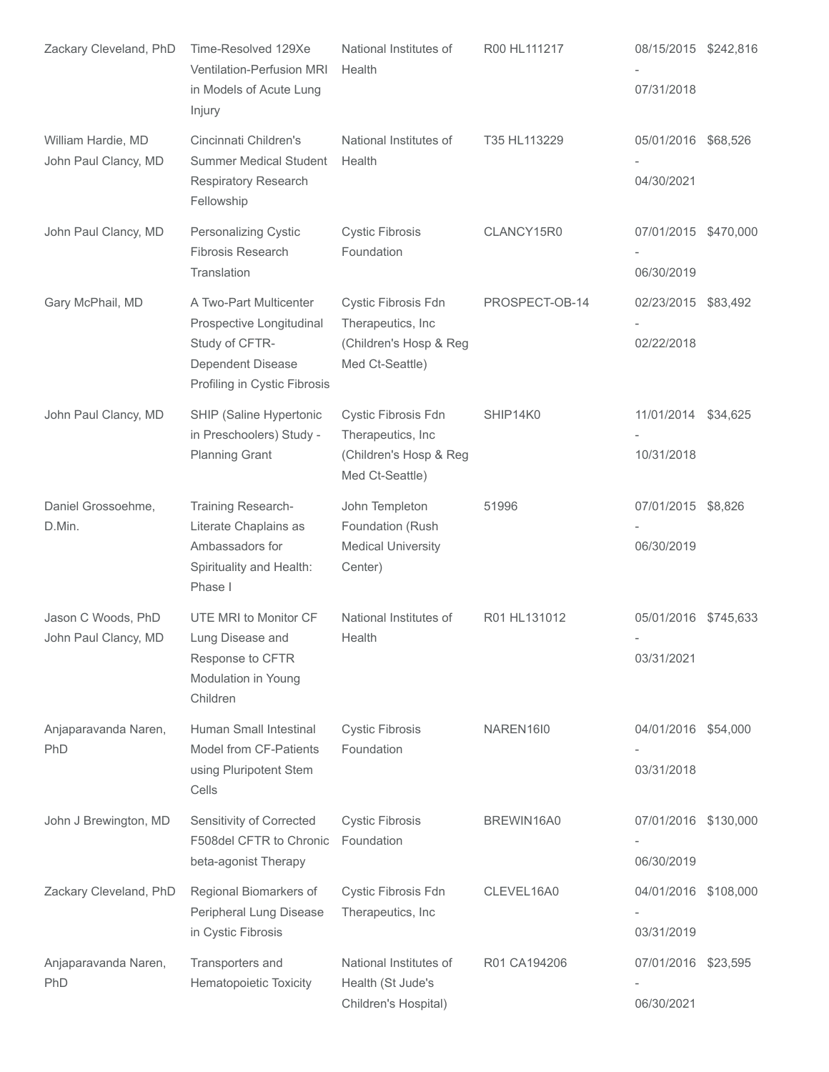| | | | | | |
|---|---|---|---|---|---|
| Zackary Cleveland, PhD | Time-Resolved 129Xe Ventilation-Perfusion MRI in Models of Acute Lung Injury | National Institutes of Health | R00 HL111217 | 08/15/2015 - 07/31/2018 | $242,816 |
| William Hardie, MD<br>John Paul Clancy, MD | Cincinnati Children's Summer Medical Student Respiratory Research Fellowship | National Institutes of Health | T35 HL113229 | 05/01/2016 - 04/30/2021 | $68,526 |
| John Paul Clancy, MD | Personalizing Cystic Fibrosis Research Translation | Cystic Fibrosis Foundation | CLANCY15R0 | 07/01/2015 - 06/30/2019 | $470,000 |
| Gary McPhail, MD | A Two-Part Multicenter Prospective Longitudinal Study of CFTR-Dependent Disease Profiling in Cystic Fibrosis | Cystic Fibrosis Fdn Therapeutics, Inc (Children's Hosp & Reg Med Ct-Seattle) | PROSPECT-OB-14 | 02/23/2015 - 02/22/2018 | $83,492 |
| John Paul Clancy, MD | SHIP (Saline Hypertonic in Preschoolers) Study - Planning Grant | Cystic Fibrosis Fdn Therapeutics, Inc (Children's Hosp & Reg Med Ct-Seattle) | SHIP14K0 | 11/01/2014 - 10/31/2018 | $34,625 |
| Daniel Grossoehme, D.Min. | Training Research-Literate Chaplains as Ambassadors for Spirituality and Health: Phase I | John Templeton Foundation (Rush Medical University Center) | 51996 | 07/01/2015 - 06/30/2019 | $8,826 |
| Jason C Woods, PhD<br>John Paul Clancy, MD | UTE MRI to Monitor CF Lung Disease and Response to CFTR Modulation in Young Children | National Institutes of Health | R01 HL131012 | 05/01/2016 - 03/31/2021 | $745,633 |
| Anjaparavanda Naren, PhD | Human Small Intestinal Model from CF-Patients using Pluripotent Stem Cells | Cystic Fibrosis Foundation | NAREN16I0 | 04/01/2016 - 03/31/2018 | $54,000 |
| John J Brewington, MD | Sensitivity of Corrected F508del CFTR to Chronic beta-agonist Therapy | Cystic Fibrosis Foundation | BREWIN16A0 | 07/01/2016 - 06/30/2019 | $130,000 |
| Zackary Cleveland, PhD | Regional Biomarkers of Peripheral Lung Disease in Cystic Fibrosis | Cystic Fibrosis Fdn Therapeutics, Inc | CLEVEL16A0 | 04/01/2016 - 03/31/2019 | $108,000 |
| Anjaparavanda Naren, PhD | Transporters and Hematopoietic Toxicity | National Institutes of Health (St Jude's Children's Hospital) | R01 CA194206 | 07/01/2016 - 06/30/2021 | $23,595 |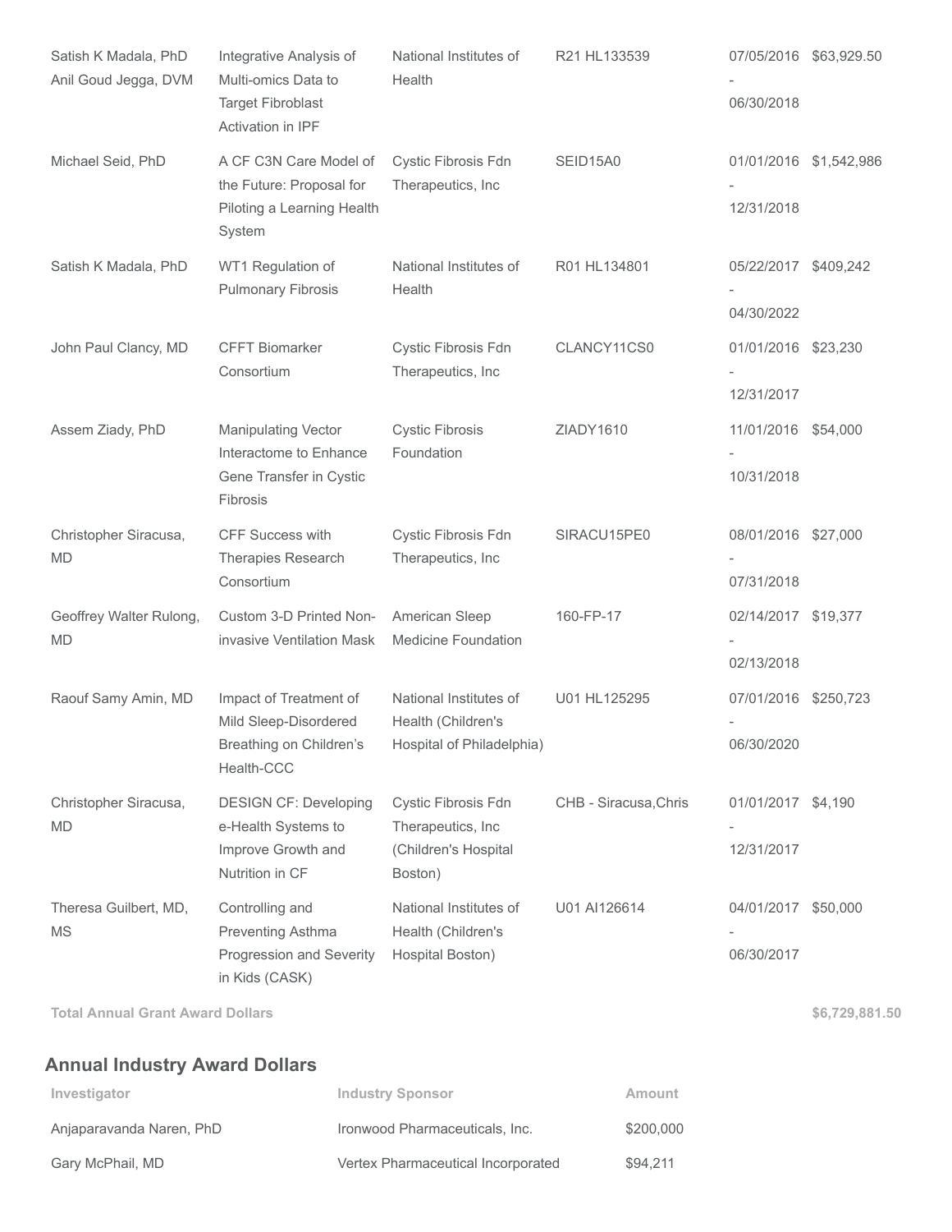| | | | | | |
|---|---|---|---|---|---|
| Satish K Madala, PhD<br>Anil Goud Jegga, DVM | Integrative Analysis of Multi-omics Data to Target Fibroblast Activation in IPF | National Institutes of Health | R21 HL133539 | 07/05/2016 - 06/30/2018 | $63,929.50 |
| Michael Seid, PhD | A CF C3N Care Model of the Future: Proposal for Piloting a Learning Health System | Cystic Fibrosis Fdn Therapeutics, Inc | SEID15A0 | 01/01/2016 - 12/31/2018 | $1,542,986 |
| Satish K Madala, PhD | WT1 Regulation of Pulmonary Fibrosis | National Institutes of Health | R01 HL134801 | 05/22/2017 - 04/30/2022 | $409,242 |
| John Paul Clancy, MD | CFFT Biomarker Consortium | Cystic Fibrosis Fdn Therapeutics, Inc | CLANCY11CS0 | 01/01/2016 - 12/31/2017 | $23,230 |
| Assem Ziady, PhD | Manipulating Vector Interactome to Enhance Gene Transfer in Cystic Fibrosis | Cystic Fibrosis Foundation | ZIADY1610 | 11/01/2016 - 10/31/2018 | $54,000 |
| Christopher Siracusa, MD | CFF Success with Therapies Research Consortium | Cystic Fibrosis Fdn Therapeutics, Inc | SIRACU15PE0 | 08/01/2016 - 07/31/2018 | $27,000 |
| Geoffrey Walter Rulong, MD | Custom 3-D Printed Non-invasive Ventilation Mask | American Sleep Medicine Foundation | 160-FP-17 | 02/14/2017 - 02/13/2018 | $19,377 |
| Raouf Samy Amin, MD | Impact of Treatment of Mild Sleep-Disordered Breathing on Children's Health-CCC | National Institutes of Health (Children's Hospital of Philadelphia) | U01 HL125295 | 07/01/2016 - 06/30/2020 | $250,723 |
| Christopher Siracusa, MD | DESIGN CF: Developing e-Health Systems to Improve Growth and Nutrition in CF | Cystic Fibrosis Fdn Therapeutics, Inc (Children's Hospital Boston) | CHB - Siracusa,Chris | 01/01/2017 - 12/31/2017 | $4,190 |
| Theresa Guilbert, MD, MS | Controlling and Preventing Asthma Progression and Severity in Kids (CASK) | National Institutes of Health (Children's Hospital Boston) | U01 AI126614 | 04/01/2017 - 06/30/2017 | $50,000 |
| **Total Annual Grant Award Dollars** | | | | | **$6,729,881.50** |

## Annual Industry Award Dollars

| Investigator | Industry Sponsor | Amount |
|---|---|---|
| Anjaparavanda Naren, PhD | Ironwood Pharmaceuticals, Inc. | $200,000 |
| Gary McPhail, MD | Vertex Pharmaceutical Incorporated | $94,211 |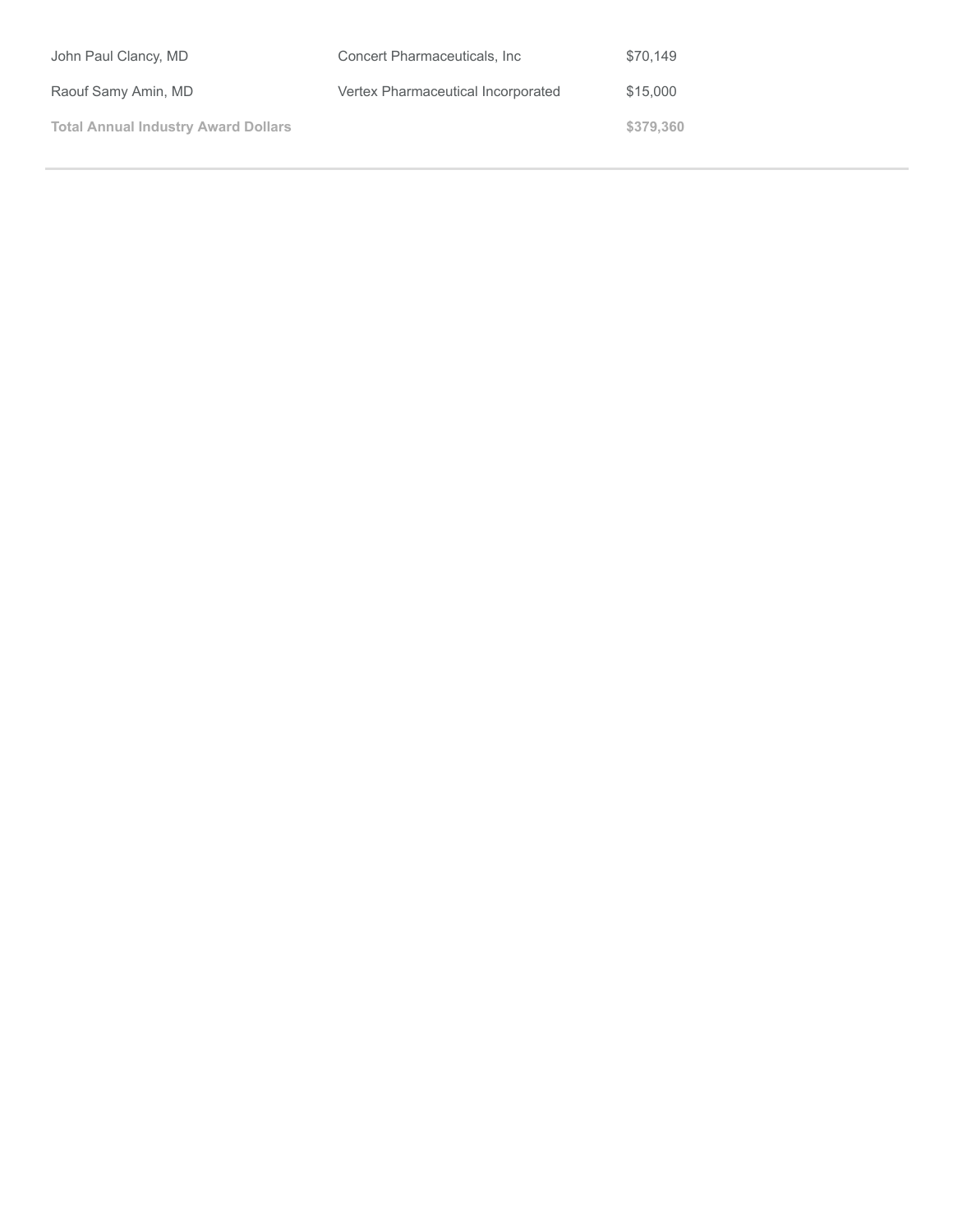| | | |
| --- | --- | --- |
| John Paul Clancy, MD | Concert Pharmaceuticals, Inc | $70,149 |
| Raouf Samy Amin, MD | Vertex Pharmaceutical Incorporated | $15,000 |
| **Total Annual Industry Award Dollars** | | **$379,360** |